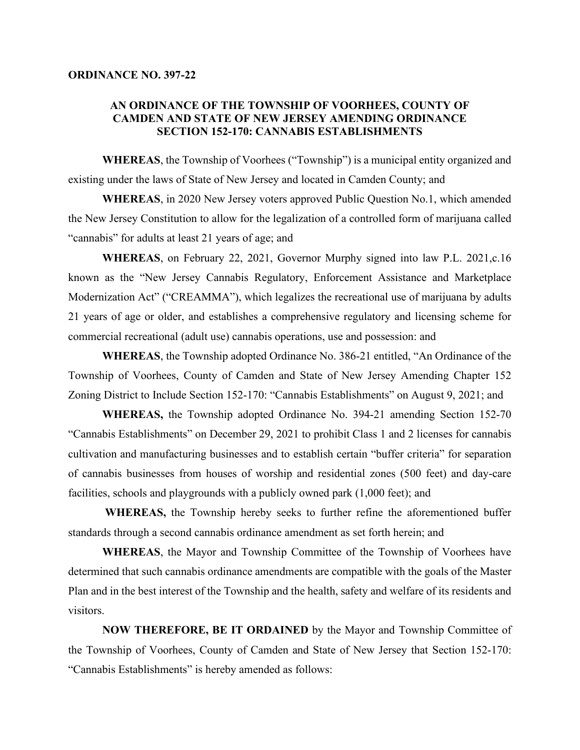**ORDINANCE NO. 397-22**

**AN ORDINANCE OF THE TOWNSHIP OF VOORHEES, COUNTY OF CAMDEN AND STATE OF NEW JERSEY AMENDING ORDINANCE SECTION 152-170: CANNABIS ESTABLISHMENTS**

**WHEREAS**, the Township of Voorhees ("Township") is a municipal entity organized and existing under the laws of State of New Jersey and located in Camden County; and

**WHEREAS**, in 2020 New Jersey voters approved Public Question No.1, which amended the New Jersey Constitution to allow for the legalization of a controlled form of marijuana called "cannabis" for adults at least 21 years of age; and

**WHEREAS**, on February 22, 2021, Governor Murphy signed into law P.L. 2021,c.16 known as the "New Jersey Cannabis Regulatory, Enforcement Assistance and Marketplace Modernization Act" ("CREAMMA"), which legalizes the recreational use of marijuana by adults 21 years of age or older, and establishes a comprehensive regulatory and licensing scheme for commercial recreational (adult use) cannabis operations, use and possession: and

**WHEREAS**, the Township adopted Ordinance No. 386-21 entitled, "An Ordinance of the Township of Voorhees, County of Camden and State of New Jersey Amending Chapter 152 Zoning District to Include Section 152-170: "Cannabis Establishments" on August 9, 2021; and

**WHEREAS,** the Township adopted Ordinance No. 394-21 amending Section 152-70 "Cannabis Establishments" on December 29, 2021 to prohibit Class 1 and 2 licenses for cannabis cultivation and manufacturing businesses and to establish certain "buffer criteria" for separation of cannabis businesses from houses of worship and residential zones (500 feet) and day-care facilities, schools and playgrounds with a publicly owned park (1,000 feet); and

**WHEREAS,** the Township hereby seeks to further refine the aforementioned buffer standards through a second cannabis ordinance amendment as set forth herein; and

**WHEREAS**, the Mayor and Township Committee of the Township of Voorhees have determined that such cannabis ordinance amendments are compatible with the goals of the Master Plan and in the best interest of the Township and the health, safety and welfare of its residents and visitors.

**NOW THEREFORE, BE IT ORDAINED** by the Mayor and Township Committee of the Township of Voorhees, County of Camden and State of New Jersey that Section 152-170: "Cannabis Establishments" is hereby amended as follows: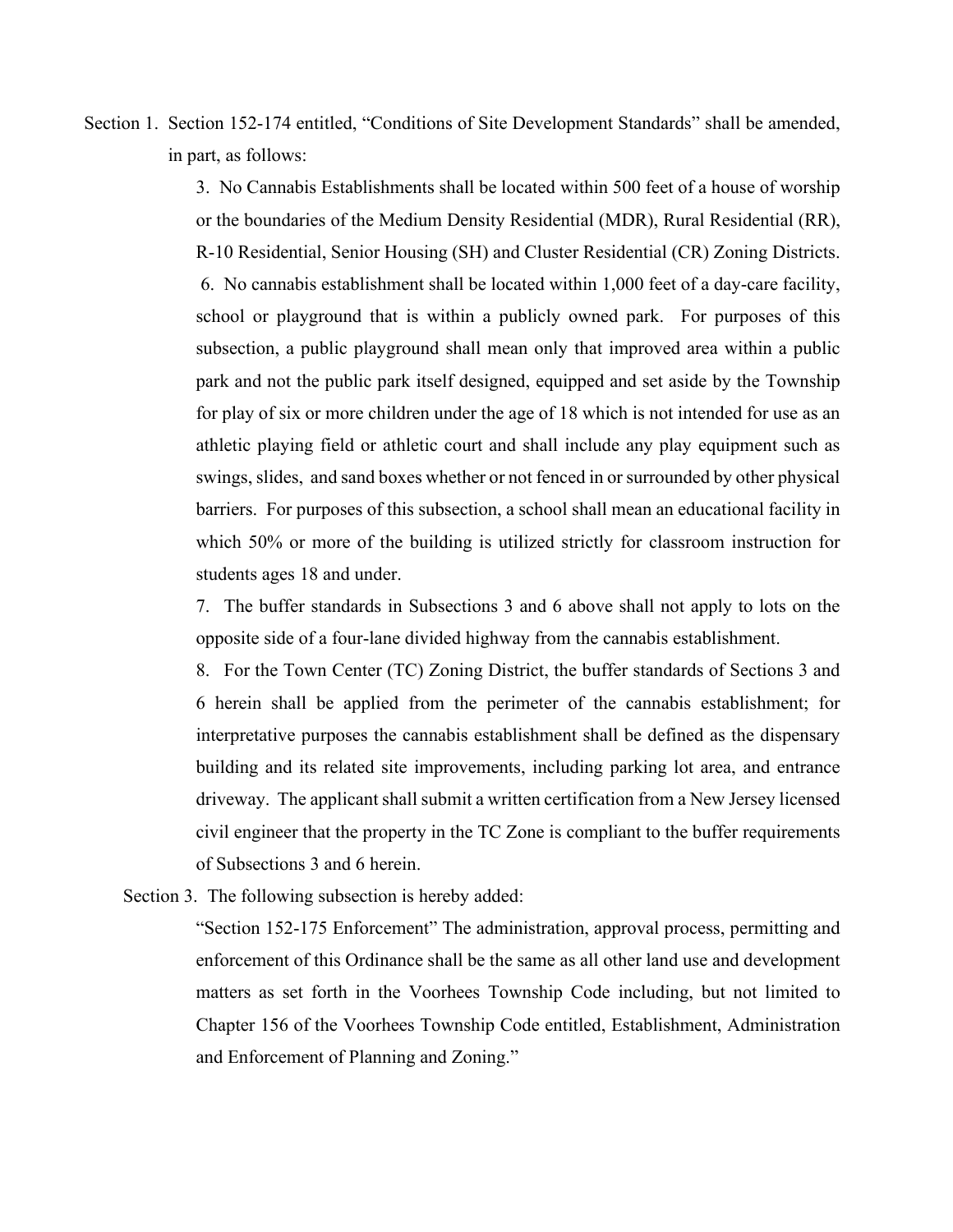Section 1. Section 152-174 entitled, "Conditions of Site Development Standards" shall be amended, in part, as follows:

3. No Cannabis Establishments shall be located within 500 feet of a house of worship or the boundaries of the Medium Density Residential (MDR), Rural Residential (RR), R-10 Residential, Senior Housing (SH) and Cluster Residential (CR) Zoning Districts.

6. No cannabis establishment shall be located within 1,000 feet of a day-care facility, school or playground that is within a publicly owned park. For purposes of this subsection, a public playground shall mean only that improved area within a public park and not the public park itself designed, equipped and set aside by the Township for play of six or more children under the age of 18 which is not intended for use as an athletic playing field or athletic court and shall include any play equipment such as swings, slides, and sand boxes whether or not fenced in or surrounded by other physical barriers. For purposes of this subsection, a school shall mean an educational facility in which 50% or more of the building is utilized strictly for classroom instruction for students ages 18 and under.

7. The buffer standards in Subsections 3 and 6 above shall not apply to lots on the opposite side of a four-lane divided highway from the cannabis establishment.

8. For the Town Center (TC) Zoning District, the buffer standards of Sections 3 and 6 herein shall be applied from the perimeter of the cannabis establishment; for interpretative purposes the cannabis establishment shall be defined as the dispensary building and its related site improvements, including parking lot area, and entrance driveway. The applicant shall submit a written certification from a New Jersey licensed civil engineer that the property in the TC Zone is compliant to the buffer requirements of Subsections 3 and 6 herein.

Section 3. The following subsection is hereby added:

"Section 152-175 Enforcement" The administration, approval process, permitting and enforcement of this Ordinance shall be the same as all other land use and development matters as set forth in the Voorhees Township Code including, but not limited to Chapter 156 of the Voorhees Township Code entitled, Establishment, Administration and Enforcement of Planning and Zoning."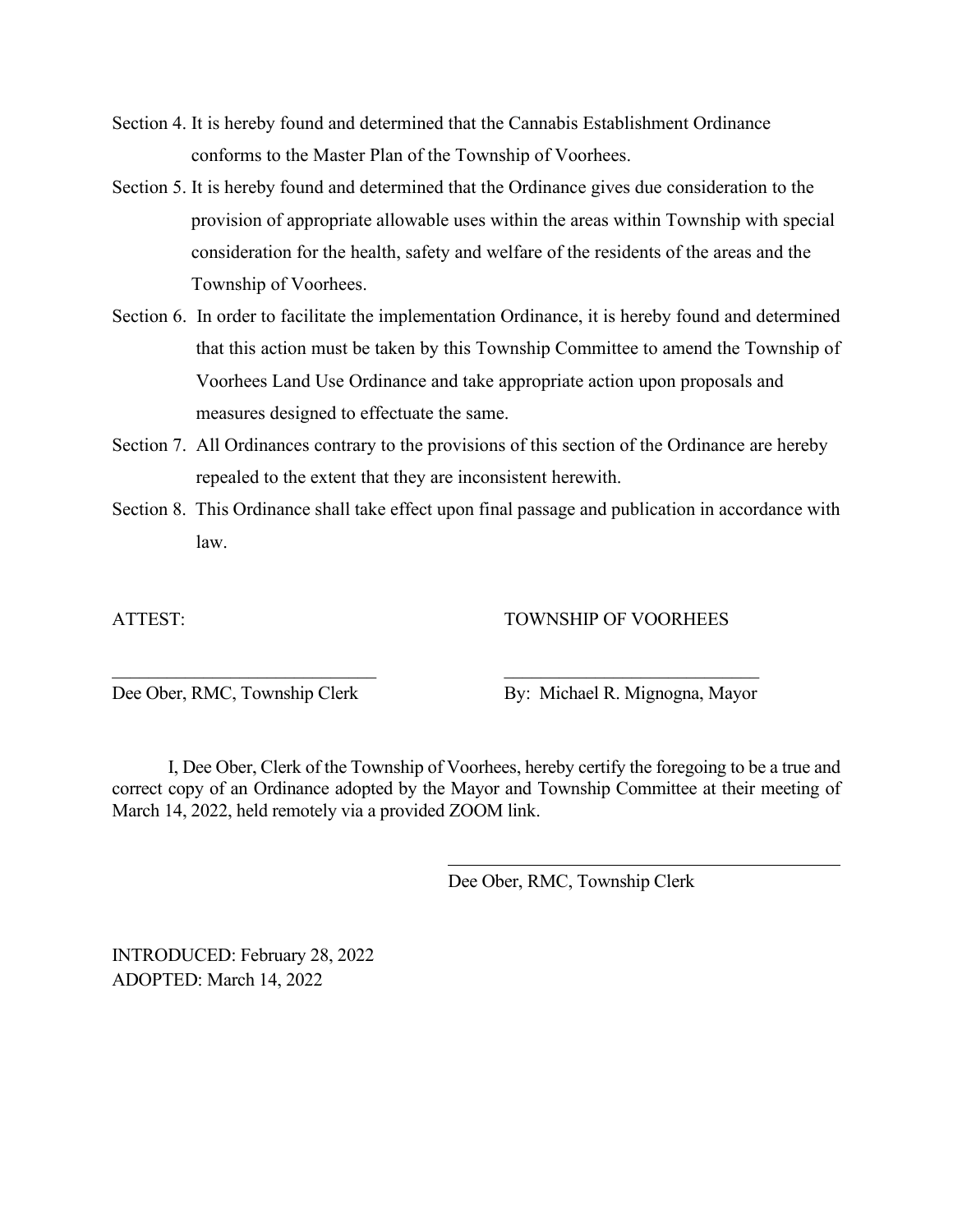Section 4. It is hereby found and determined that the Cannabis Establishment Ordinance conforms to the Master Plan of the Township of Voorhees.

Section 5. It is hereby found and determined that the Ordinance gives due consideration to the provision of appropriate allowable uses within the areas within Township with special consideration for the health, safety and welfare of the residents of the areas and the Township of Voorhees.

Section 6. In order to facilitate the implementation Ordinance, it is hereby found and determined that this action must be taken by this Township Committee to amend the Township of Voorhees Land Use Ordinance and take appropriate action upon proposals and measures designed to effectuate the same.

Section 7. All Ordinances contrary to the provisions of this section of the Ordinance are hereby repealed to the extent that they are inconsistent herewith.

Section 8. This Ordinance shall take effect upon final passage and publication in accordance with law.

ATTEST: TOWNSHIP OF VOORHEES

\_\_\_\_\_\_\_\_\_\_\_\_\_\_\_\_\_\_\_\_\_\_\_\_\_\_\_\_\_\_ \_\_\_\_\_\_\_\_\_\_\_\_\_\_\_\_\_\_\_\_\_\_\_\_\_\_\_\_\_\_

Dee Ober, RMC, Township Clerk By: Michael R. Mignogna, Mayor

I, Dee Ober, Clerk of the Township of Voorhees, hereby certify the foregoing to be a true and correct copy of an Ordinance adopted by the Mayor and Township Committee at their meeting of March 14, 2022, held remotely via a provided ZOOM link.

\_\_\_\_\_\_\_\_\_\_\_\_\_\_\_\_\_\_\_\_\_\_\_\_\_\_\_\_\_\_\_\_\_\_\_\_\_\_\_\_\_\_\_\_

Dee Ober, RMC, Township Clerk

INTRODUCED: February 28, 2022
ADOPTED: March 14, 2022